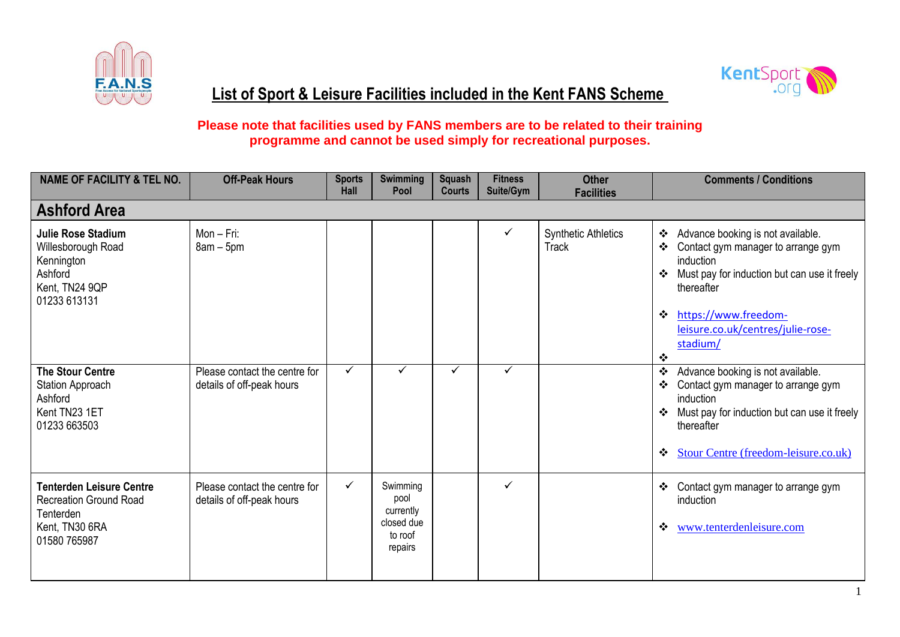# List of Sport & Leisure Facilities included in the Kent FANS Scheme

**Please note that facilities used by FANS members are to be related to their training programme and cannot be used simply for recreational purposes.**

| NAME OF FACILITY & TEL NO. | Off-Peak Hours | Sports Hall | Swimming Pool | Squash Courts | Fitness Suite/Gym | Other Facilities | Comments / Conditions |
|---|---|---|---|---|---|---|---|
| **Ashford Area** | | | | | | | |
| **Julie Rose Stadium** Willesborough Road Kennington Ashford Kent, TN24 9QP 01233 613131 | Mon – Fri: 8am – 5pm | | | | ✓ | Synthetic Athletics Track | ❖ Advance booking is not available. ❖ Contact gym manager to arrange gym induction ❖ Must pay for induction but can use it freely thereafter ❖ https://www.freedom-leisure.co.uk/centres/julie-rose-stadium/ ❖ |
| **The Stour Centre** Station Approach Ashford Kent TN23 1ET 01233 663503 | Please contact the centre for details of off-peak hours | ✓ | ✓ | ✓ | ✓ | | ❖ Advance booking is not available. ❖ Contact gym manager to arrange gym induction ❖ Must pay for induction but can use it freely thereafter ❖ Stour Centre (freedom-leisure.co.uk) |
| **Tenterden Leisure Centre** Recreation Ground Road Tenterden Kent, TN30 6RA 01580 765987 | Please contact the centre for details of off-peak hours | ✓ | Swimming pool currently closed due to roof repairs | | ✓ | | ❖ Contact gym manager to arrange gym induction ❖ www.tenterdenleisure.com |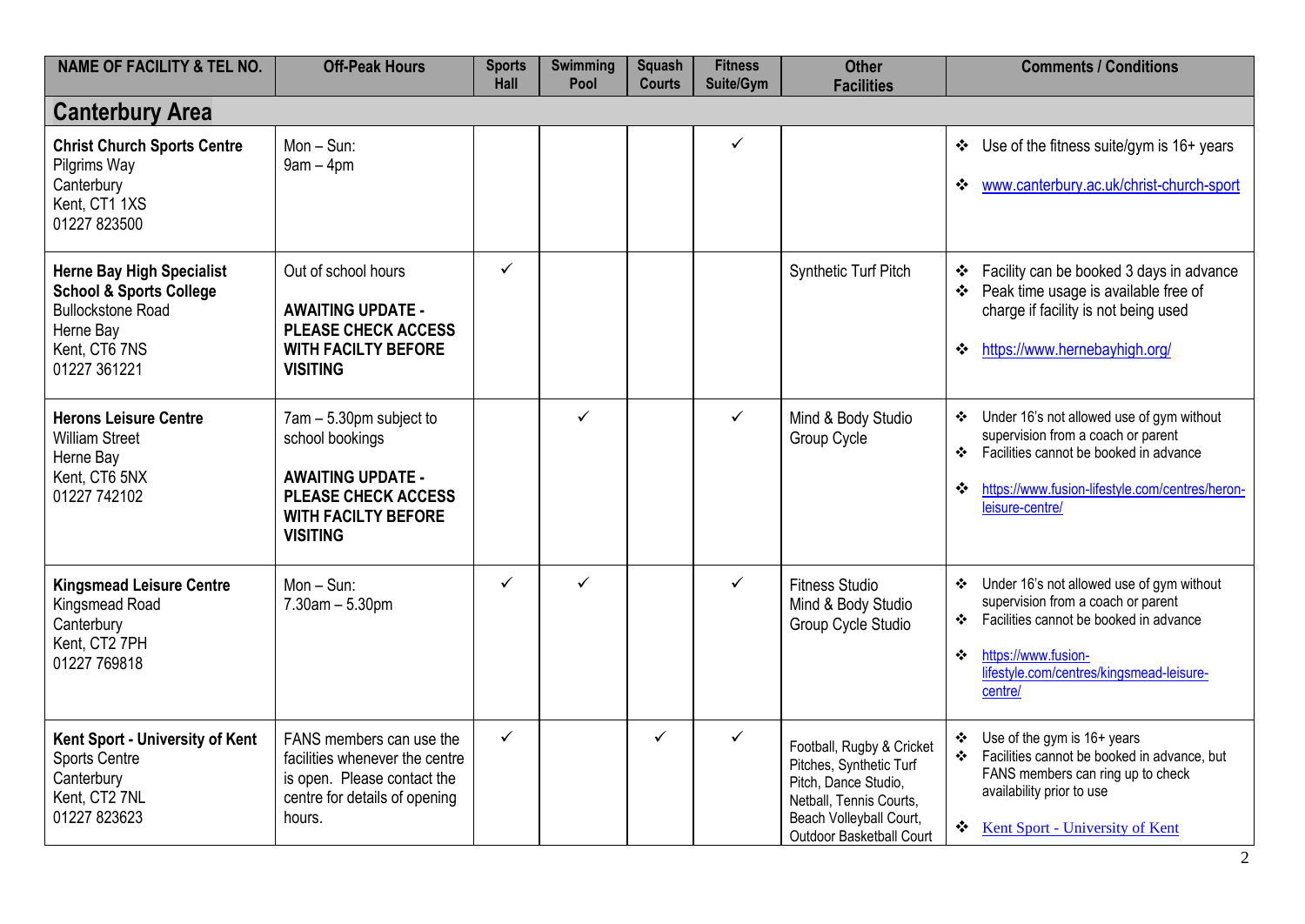| NAME OF FACILITY & TEL NO. | Off-Peak Hours | Sports Hall | Swimming Pool | Squash Courts | Fitness Suite/Gym | Other Facilities | Comments / Conditions |
|---|---|---|---|---|---|---|---|
| **Canterbury Area** | | | | | | | |
| **Christ Church Sports Centre** Pilgrims Way Canterbury Kent, CT1 1XS 01227 823500 | Mon – Sun: 9am – 4pm | | | | ✓ | | ❖ Use of the fitness suite/gym is 16+ years ❖ www.canterbury.ac.uk/christ-church-sport |
| **Herne Bay High Specialist School & Sports College** Bullockstone Road Herne Bay Kent, CT6 7NS 01227 361221 | Out of school hours **AWAITING UPDATE - PLEASE CHECK ACCESS WITH FACILTY BEFORE VISITING** | ✓ | | | | Synthetic Turf Pitch | ❖ Facility can be booked 3 days in advance ❖ Peak time usage is available free of charge if facility is not being used ❖ https://www.hernebayhigh.org/ |
| **Herons Leisure Centre** William Street Herne Bay Kent, CT6 5NX 01227 742102 | 7am – 5.30pm subject to school bookings **AWAITING UPDATE - PLEASE CHECK ACCESS WITH FACILTY BEFORE VISITING** | | ✓ | | ✓ | Mind & Body Studio Group Cycle | ❖ Under 16's not allowed use of gym without supervision from a coach or parent ❖ Facilities cannot be booked in advance ❖ https://www.fusion-lifestyle.com/centres/heron-leisure-centre/ |
| **Kingsmead Leisure Centre** Kingsmead Road Canterbury Kent, CT2 7PH 01227 769818 | Mon – Sun: 7.30am – 5.30pm | ✓ | ✓ | | ✓ | Fitness Studio Mind & Body Studio Group Cycle Studio | ❖ Under 16's not allowed use of gym without supervision from a coach or parent ❖ Facilities cannot be booked in advance ❖ https://www.fusion-lifestyle.com/centres/kingsmead-leisure-centre/ |
| **Kent Sport - University of Kent** Sports Centre Canterbury Kent, CT2 7NL 01227 823623 | FANS members can use the facilities whenever the centre is open. Please contact the centre for details of opening hours. | ✓ | | ✓ | ✓ | Football, Rugby & Cricket Pitches, Synthetic Turf Pitch, Dance Studio, Netball, Tennis Courts, Beach Volleyball Court, Outdoor Basketball Court | ❖ Use of the gym is 16+ years ❖ Facilities cannot be booked in advance, but FANS members can ring up to check availability prior to use ❖ Kent Sport - University of Kent |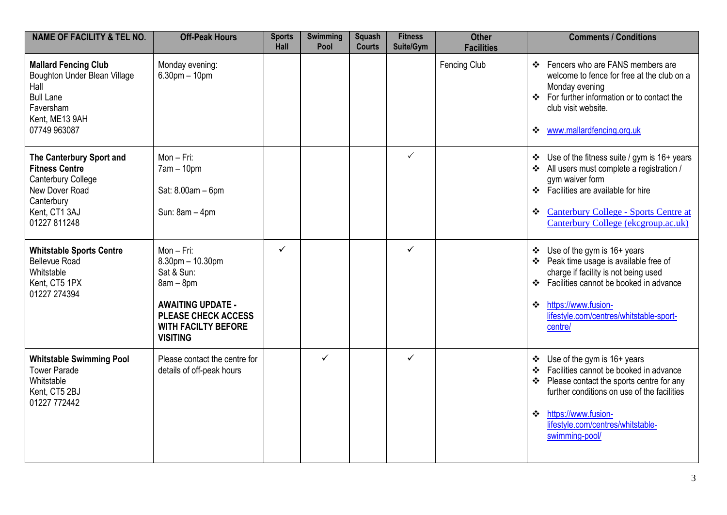| NAME OF FACILITY & TEL NO. | Off-Peak Hours | Sports Hall | Swimming Pool | Squash Courts | Fitness Suite/Gym | Other Facilities | Comments / Conditions |
|---|---|---|---|---|---|---|---|
| **Mallard Fencing Club**<br>Boughton Under Blean Village Hall<br>Bull Lane<br>Faversham<br>Kent, ME13 9AH<br>07749 963087 | Monday evening:<br>6.30pm – 10pm | | | | | Fencing Club | ❖ Fencers who are FANS members are welcome to fence for free at the club on a Monday evening<br>❖ For further information or to contact the club visit website.<br>❖ www.mallardfencing.org.uk |
| **The Canterbury Sport and Fitness Centre**<br>Canterbury College<br>New Dover Road<br>Canterbury<br>Kent, CT1 3AJ<br>01227 811248 | Mon – Fri:<br>7am – 10pm<br><br>Sat: 8.00am – 6pm<br><br>Sun: 8am – 4pm | | | | ✓ | | ❖ Use of the fitness suite / gym is 16+ years<br>❖ All users must complete a registration / gym waiver form<br>❖ Facilities are available for hire<br>❖ Canterbury College - Sports Centre at Canterbury College (ekcgroup.ac.uk) |
| **Whitstable Sports Centre**<br>Bellevue Road<br>Whitstable<br>Kent, CT5 1PX<br>01227 274394 | Mon – Fri:<br>8.30pm – 10.30pm<br>Sat & Sun:<br>8am – 8pm<br><br>**AWAITING UPDATE - PLEASE CHECK ACCESS WITH FACILTY BEFORE VISITING** | ✓ | | | ✓ | | ❖ Use of the gym is 16+ years<br>❖ Peak time usage is available free of charge if facility is not being used<br>❖ Facilities cannot be booked in advance<br>❖ https://www.fusion-lifestyle.com/centres/whitstable-sport-centre/ |
| **Whitstable Swimming Pool**<br>Tower Parade<br>Whitstable<br>Kent, CT5 2BJ<br>01227 772442 | Please contact the centre for details of off-peak hours | | ✓ | | ✓ | | ❖ Use of the gym is 16+ years<br>❖ Facilities cannot be booked in advance<br>❖ Please contact the sports centre for any further conditions on use of the facilities<br>❖ https://www.fusion-lifestyle.com/centres/whitstable-swimming-pool/ |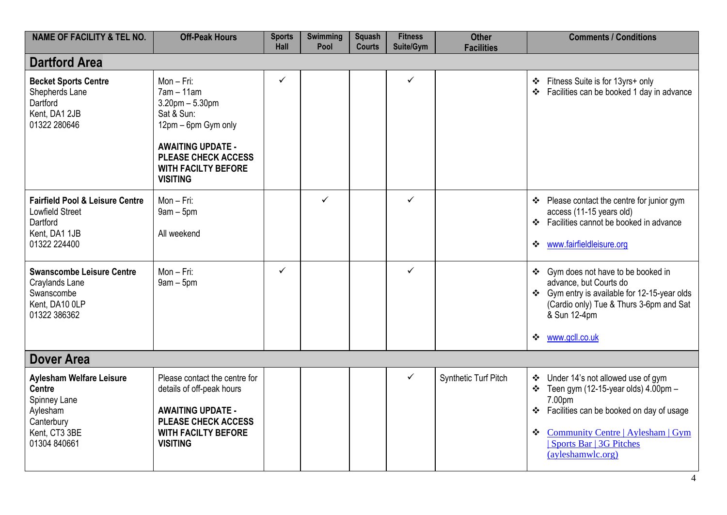| NAME OF FACILITY & TEL NO. | Off-Peak Hours | Sports Hall | Swimming Pool | Squash Courts | Fitness Suite/Gym | Other Facilities | Comments / Conditions |
|---|---|---|---|---|---|---|---|
| **Dartford Area** | | | | | | | |
| **Becket Sports Centre**<br>Shepherds Lane<br>Dartford<br>Kent, DA1 2JB<br>01322 280646 | Mon – Fri:<br>7am – 11am<br>3.20pm – 5.30pm<br>Sat & Sun:<br>12pm – 6pm Gym only<br><br>**AWAITING UPDATE - PLEASE CHECK ACCESS WITH FACILTY BEFORE VISITING** | ✓ | | | ✓ | | ❖ Fitness Suite is for 13yrs+ only<br>❖ Facilities can be booked 1 day in advance |
| **Fairfield Pool & Leisure Centre**<br>Lowfield Street<br>Dartford<br>Kent, DA1 1JB<br>01322 224400 | Mon – Fri:<br>9am – 5pm<br><br>All weekend | | ✓ | | ✓ | | ❖ Please contact the centre for junior gym access (11-15 years old)<br>❖ Facilities cannot be booked in advance<br><br>❖ www.fairfieldleisure.org |
| **Swanscombe Leisure Centre**<br>Craylands Lane<br>Swanscombe<br>Kent, DA10 0LP<br>01322 386362 | Mon – Fri:<br>9am – 5pm | ✓ | | | ✓ | | ❖ Gym does not have to be booked in advance, but Courts do<br>❖ Gym entry is available for 12-15-year olds (Cardio only) Tue & Thurs 3-6pm and Sat & Sun 12-4pm<br><br>❖ www.gcll.co.uk |
| **Dover Area** | | | | | | | |
| **Aylesham Welfare Leisure Centre**<br>Spinney Lane<br>Aylesham<br>Canterbury<br>Kent, CT3 3BE<br>01304 840661 | Please contact the centre for details of off-peak hours<br><br>**AWAITING UPDATE - PLEASE CHECK ACCESS WITH FACILTY BEFORE VISITING** | | | | ✓ | Synthetic Turf Pitch | ❖ Under 14's not allowed use of gym<br>❖ Teen gym (12-15-year olds) 4.00pm – 7.00pm<br>❖ Facilities can be booked on day of usage<br><br>❖ Community Centre \| Aylesham \| Gym \| Sports Bar \| 3G Pitches (ayleshamwlc.org) |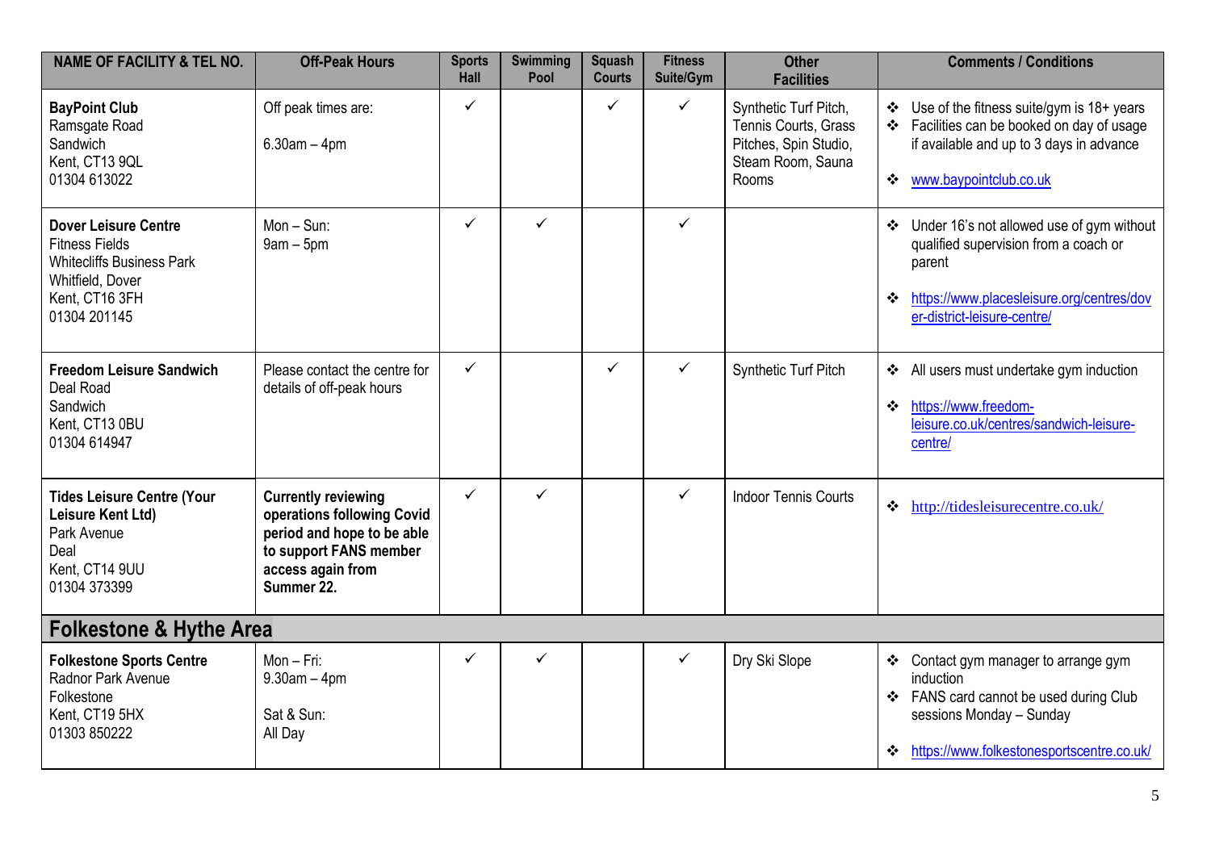| NAME OF FACILITY & TEL NO. | Off-Peak Hours | Sports Hall | Swimming Pool | Squash Courts | Fitness Suite/Gym | Other Facilities | Comments / Conditions |
|---|---|---|---|---|---|---|---|
| **BayPoint Club**<br>Ramsgate Road<br>Sandwich<br>Kent, CT13 9QL<br>01304 613022 | Off peak times are:<br><br>6.30am – 4pm | ✓ | | ✓ | ✓ | Synthetic Turf Pitch, Tennis Courts, Grass Pitches, Spin Studio, Steam Room, Sauna Rooms | ❖ Use of the fitness suite/gym is 18+ years<br>❖ Facilities can be booked on day of usage if available and up to 3 days in advance<br><br>❖ www.baypointclub.co.uk |
| **Dover Leisure Centre**<br>Fitness Fields<br>Whitecliffs Business Park<br>Whitfield, Dover<br>Kent, CT16 3FH<br>01304 201145 | Mon – Sun:<br>9am – 5pm | ✓ | ✓ | | ✓ | | ❖ Under 16's not allowed use of gym without qualified supervision from a coach or parent<br><br>❖ https://www.placesleisure.org/centres/dover-district-leisure-centre/ |
| **Freedom Leisure Sandwich**<br>Deal Road<br>Sandwich<br>Kent, CT13 0BU<br>01304 614947 | Please contact the centre for details of off-peak hours | ✓ | | ✓ | ✓ | Synthetic Turf Pitch | ❖ All users must undertake gym induction<br><br>❖ https://www.freedom-leisure.co.uk/centres/sandwich-leisure-centre/ |
| **Tides Leisure Centre (Your Leisure Kent Ltd)**<br>Park Avenue<br>Deal<br>Kent, CT14 9UU<br>01304 373399 | **Currently reviewing operations following Covid period and hope to be able to support FANS member access again from Summer 22.** | ✓ | ✓ | | ✓ | Indoor Tennis Courts | ❖ http://tidesleisurecentre.co.uk/ |
| **Folkestone & Hythe Area** | | | | | | | |
| **Folkestone Sports Centre**<br>Radnor Park Avenue<br>Folkestone<br>Kent, CT19 5HX<br>01303 850222 | Mon – Fri:<br>9.30am – 4pm<br><br>Sat & Sun:<br>All Day | ✓ | ✓ | | ✓ | Dry Ski Slope | ❖ Contact gym manager to arrange gym induction<br>❖ FANS card cannot be used during Club sessions Monday – Sunday<br><br>❖ https://www.folkestonesportscentre.co.uk/ |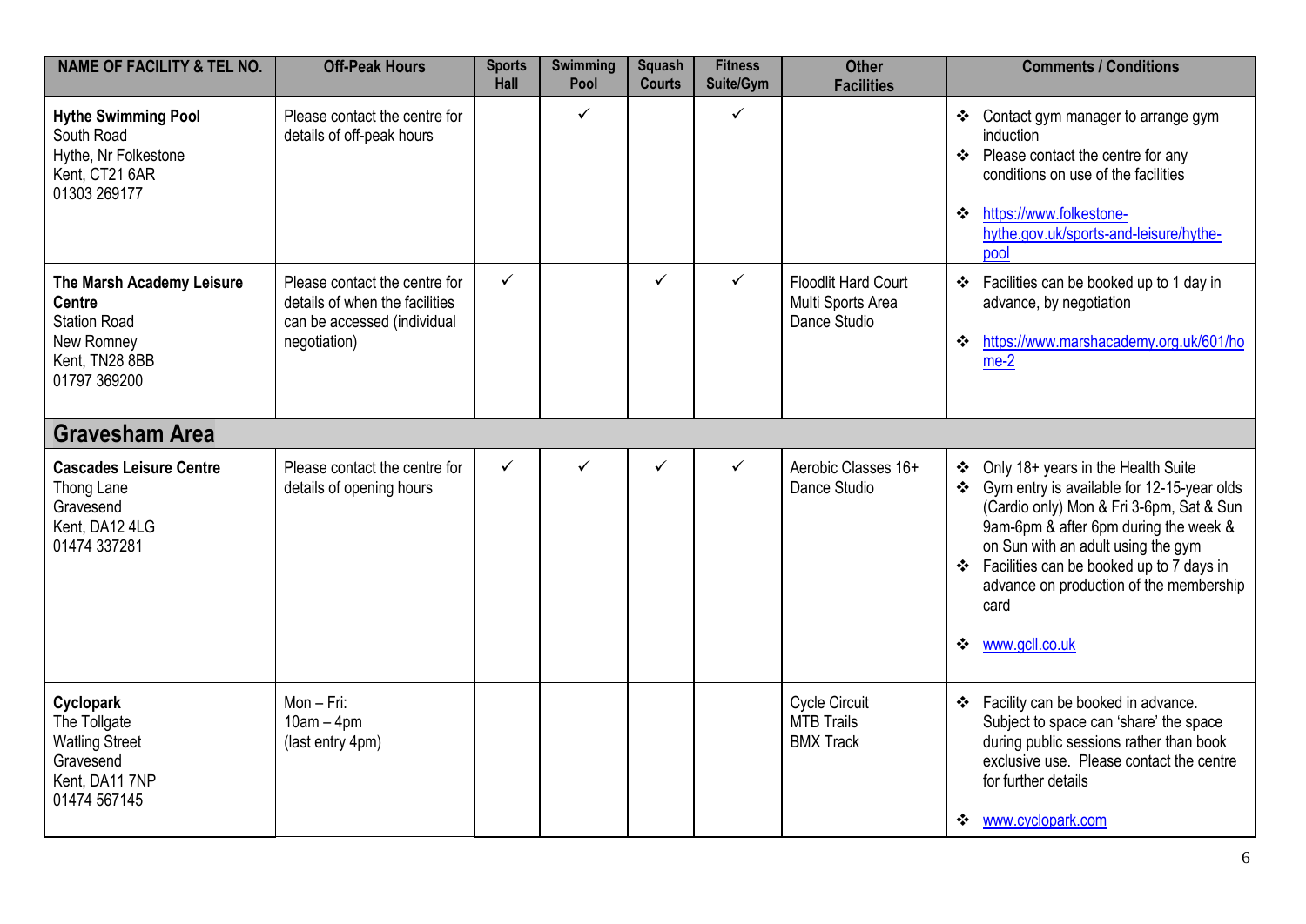| NAME OF FACILITY & TEL NO. | Off-Peak Hours | Sports Hall | Swimming Pool | Squash Courts | Fitness Suite/Gym | Other Facilities | Comments / Conditions |
|---|---|---|---|---|---|---|---|
| **Hythe Swimming Pool**<br>South Road<br>Hythe, Nr Folkestone<br>Kent, CT21 6AR<br>01303 269177 | Please contact the centre for details of off-peak hours | | ✓ | | ✓ | | ❖ Contact gym manager to arrange gym induction<br>❖ Please contact the centre for any conditions on use of the facilities<br>❖ https://www.folkestone-hythe.gov.uk/sports-and-leisure/hythe-pool |
| **The Marsh Academy Leisure Centre**<br>Station Road<br>New Romney<br>Kent, TN28 8BB<br>01797 369200 | Please contact the centre for details of when the facilities can be accessed (individual negotiation) | ✓ | | ✓ | ✓ | Floodlit Hard Court<br>Multi Sports Area<br>Dance Studio | ❖ Facilities can be booked up to 1 day in advance, by negotiation<br>❖ https://www.marshacademy.org.uk/601/home-2 |
| **Gravesham Area** | | | | | | | |
| **Cascades Leisure Centre**<br>Thong Lane<br>Gravesend<br>Kent, DA12 4LG<br>01474 337281 | Please contact the centre for details of opening hours | ✓ | ✓ | ✓ | ✓ | Aerobic Classes 16+<br>Dance Studio | ❖ Only 18+ years in the Health Suite<br>❖ Gym entry is available for 12-15-year olds (Cardio only) Mon & Fri 3-6pm, Sat & Sun 9am-6pm & after 6pm during the week & on Sun with an adult using the gym<br>❖ Facilities can be booked up to 7 days in advance on production of the membership card<br>❖ www.gcll.co.uk |
| **Cyclopark**<br>The Tollgate<br>Watling Street<br>Gravesend<br>Kent, DA11 7NP<br>01474 567145 | Mon – Fri:<br>10am – 4pm<br>(last entry 4pm) | | | | | Cycle Circuit<br>MTB Trails<br>BMX Track | ❖ Facility can be booked in advance. Subject to space can 'share' the space during public sessions rather than book exclusive use. Please contact the centre for further details<br>❖ www.cyclopark.com |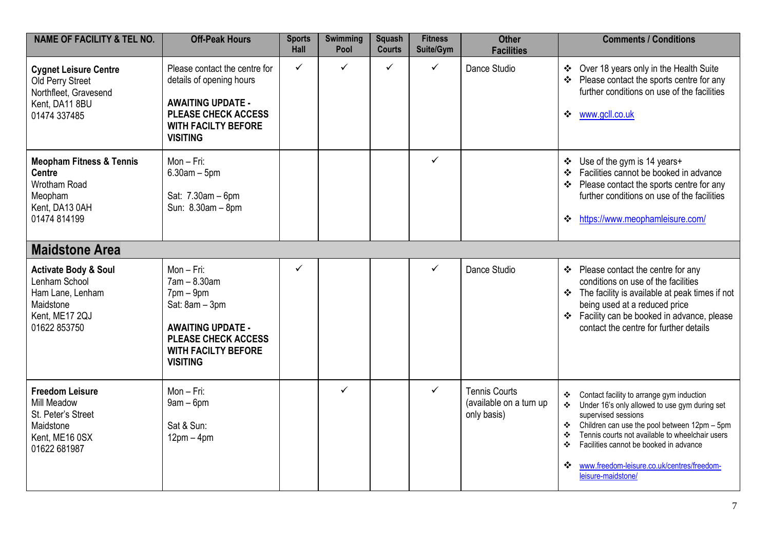| NAME OF FACILITY & TEL NO. | Off-Peak Hours | Sports Hall | Swimming Pool | Squash Courts | Fitness Suite/Gym | Other Facilities | Comments / Conditions |
|---|---|---|---|---|---|---|---|
| **Cygnet Leisure Centre**<br>Old Perry Street<br>Northfleet, Gravesend<br>Kent, DA11 8BU<br>01474 337485 | Please contact the centre for details of opening hours<br><br>**AWAITING UPDATE - PLEASE CHECK ACCESS WITH FACILTY BEFORE VISITING** | ✓ | ✓ | ✓ | ✓ | Dance Studio | ❖ Over 18 years only in the Health Suite<br>❖ Please contact the sports centre for any further conditions on use of the facilities<br><br>❖ www.gcll.co.uk |
| **Meopham Fitness & Tennis Centre**<br>Wrotham Road<br>Meopham<br>Kent, DA13 0AH<br>01474 814199 | Mon – Fri:<br>6.30am – 5pm<br><br>Sat: 7.30am – 6pm<br>Sun: 8.30am – 8pm | | | | ✓ | | ❖ Use of the gym is 14 years+<br>❖ Facilities cannot be booked in advance<br>❖ Please contact the sports centre for any further conditions on use of the facilities<br><br>❖ https://www.meophamleisure.com/ |
| **Maidstone Area** | | | | | | | |
| **Activate Body & Soul**<br>Lenham School<br>Ham Lane, Lenham<br>Maidstone<br>Kent, ME17 2QJ<br>01622 853750 | Mon – Fri:<br>7am – 8.30am<br>7pm – 9pm<br>Sat: 8am – 3pm<br><br>**AWAITING UPDATE - PLEASE CHECK ACCESS WITH FACILTY BEFORE VISITING** | ✓ | | | ✓ | Dance Studio | ❖ Please contact the centre for any conditions on use of the facilities<br>❖ The facility is available at peak times if not being used at a reduced price<br>❖ Facility can be booked in advance, please contact the centre for further details |
| **Freedom Leisure**<br>Mill Meadow<br>St. Peter's Street<br>Maidstone<br>Kent, ME16 0SX<br>01622 681987 | Mon – Fri:<br>9am – 6pm<br><br>Sat & Sun:<br>12pm – 4pm | | ✓ | | ✓ | Tennis Courts (available on a turn up only basis) | ❖ Contact facility to arrange gym induction<br>❖ Under 16's only allowed to use gym during set supervised sessions<br>❖ Children can use the pool between 12pm – 5pm<br>❖ Tennis courts not available to wheelchair users<br>❖ Facilities cannot be booked in advance<br><br>❖ www.freedom-leisure.co.uk/centres/freedom-leisure-maidstone/ |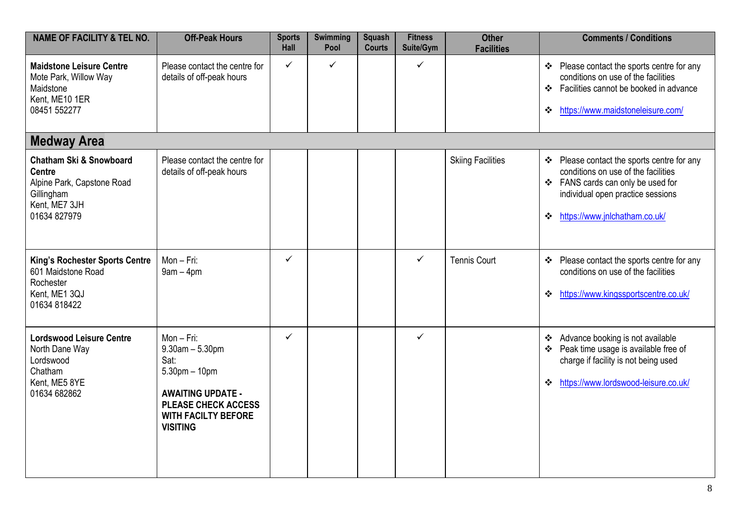| NAME OF FACILITY & TEL NO. | Off-Peak Hours | Sports Hall | Swimming Pool | Squash Courts | Fitness Suite/Gym | Other Facilities | Comments / Conditions |
|---|---|---|---|---|---|---|---|
| **Maidstone Leisure Centre**<br>Mote Park, Willow Way<br>Maidstone<br>Kent, ME10 1ER<br>08451 552277 | Please contact the centre for details of off-peak hours | ✓ | ✓ | | ✓ | | ❖ Please contact the sports centre for any conditions on use of the facilities<br>❖ Facilities cannot be booked in advance<br>❖ https://www.maidstoneleisure.com/ |
| **Medway Area** | | | | | | | |
| **Chatham Ski & Snowboard Centre**<br>Alpine Park, Capstone Road<br>Gillingham<br>Kent, ME7 3JH<br>01634 827979 | Please contact the centre for details of off-peak hours | | | | | Skiing Facilities | ❖ Please contact the sports centre for any conditions on use of the facilities<br>❖ FANS cards can only be used for individual open practice sessions<br>❖ https://www.jnlchatham.co.uk/ |
| **King's Rochester Sports Centre**<br>601 Maidstone Road<br>Rochester<br>Kent, ME1 3QJ<br>01634 818422 | Mon – Fri:<br>9am – 4pm | ✓ | | | ✓ | Tennis Court | ❖ Please contact the sports centre for any conditions on use of the facilities<br>❖ https://www.kingssportscentre.co.uk/ |
| **Lordswood Leisure Centre**<br>North Dane Way<br>Lordswood<br>Chatham<br>Kent, ME5 8YE<br>01634 682862 | Mon – Fri:<br>9.30am – 5.30pm<br>Sat:<br>5.30pm – 10pm<br>**AWAITING UPDATE - PLEASE CHECK ACCESS WITH FACILTY BEFORE VISITING** | ✓ | | | ✓ | | ❖ Advance booking is not available<br>❖ Peak time usage is available free of charge if facility is not being used<br>❖ https://www.lordswood-leisure.co.uk/ |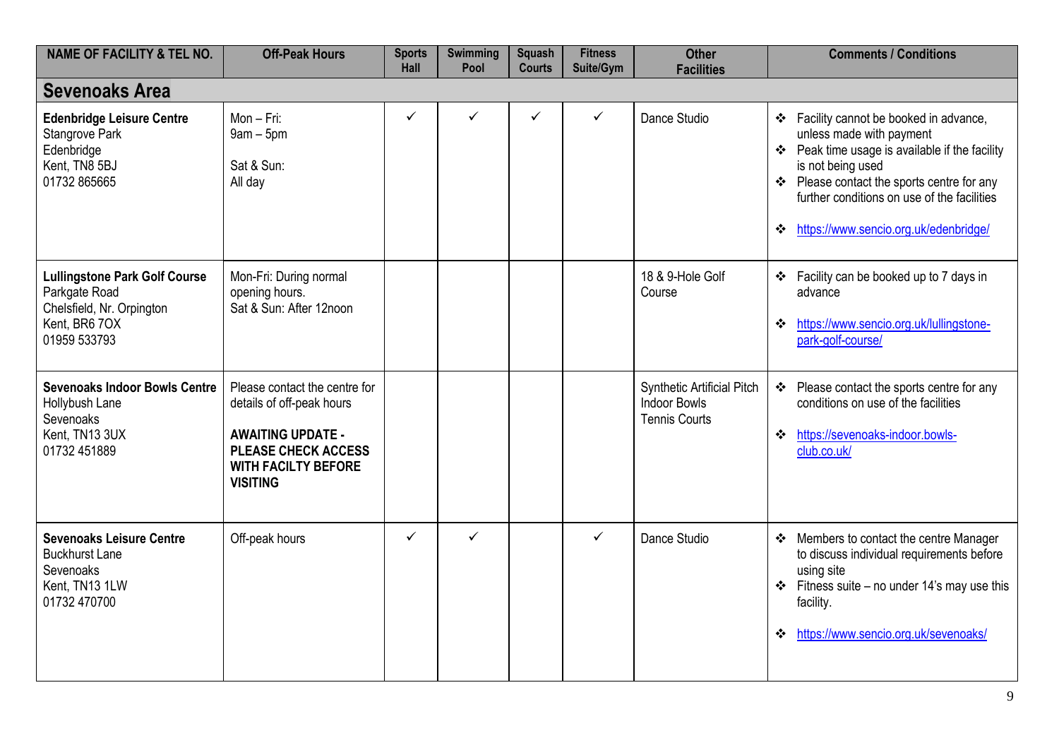| NAME OF FACILITY & TEL NO. | Off-Peak Hours | Sports Hall | Swimming Pool | Squash Courts | Fitness Suite/Gym | Other Facilities | Comments / Conditions |
|---|---|---|---|---|---|---|---|
| **Sevenoaks Area** | | | | | | | |
| **Edenbridge Leisure Centre**<br>Stangrove Park<br>Edenbridge<br>Kent, TN8 5BJ<br>01732 865665 | Mon – Fri:<br>9am – 5pm<br><br>Sat & Sun:<br>All day | ✓ | ✓ | ✓ | ✓ | Dance Studio | ❖ Facility cannot be booked in advance, unless made with payment<br>❖ Peak time usage is available if the facility is not being used<br>❖ Please contact the sports centre for any further conditions on use of the facilities<br>❖ https://www.sencio.org.uk/edenbridge/ |
| **Lullingstone Park Golf Course**<br>Parkgate Road<br>Chelsfield, Nr. Orpington<br>Kent, BR6 7OX<br>01959 533793 | Mon-Fri: During normal opening hours.<br>Sat & Sun: After 12noon | | | | | 18 & 9-Hole Golf Course | ❖ Facility can be booked up to 7 days in advance<br>❖ https://www.sencio.org.uk/lullingstone-park-golf-course/ |
| **Sevenoaks Indoor Bowls Centre**<br>Hollybush Lane<br>Sevenoaks<br>Kent, TN13 3UX<br>01732 451889 | Please contact the centre for details of off-peak hours<br><br>**AWAITING UPDATE - PLEASE CHECK ACCESS WITH FACILTY BEFORE VISITING** | | | | | Synthetic Artificial Pitch<br>Indoor Bowls<br>Tennis Courts | ❖ Please contact the sports centre for any conditions on use of the facilities<br>❖ https://sevenoaks-indoor.bowls-club.co.uk/ |
| **Sevenoaks Leisure Centre**<br>Buckhurst Lane<br>Sevenoaks<br>Kent, TN13 1LW<br>01732 470700 | Off-peak hours | ✓ | ✓ | | ✓ | Dance Studio | ❖ Members to contact the centre Manager to discuss individual requirements before using site<br>❖ Fitness suite – no under 14's may use this facility.<br>❖ https://www.sencio.org.uk/sevenoaks/ |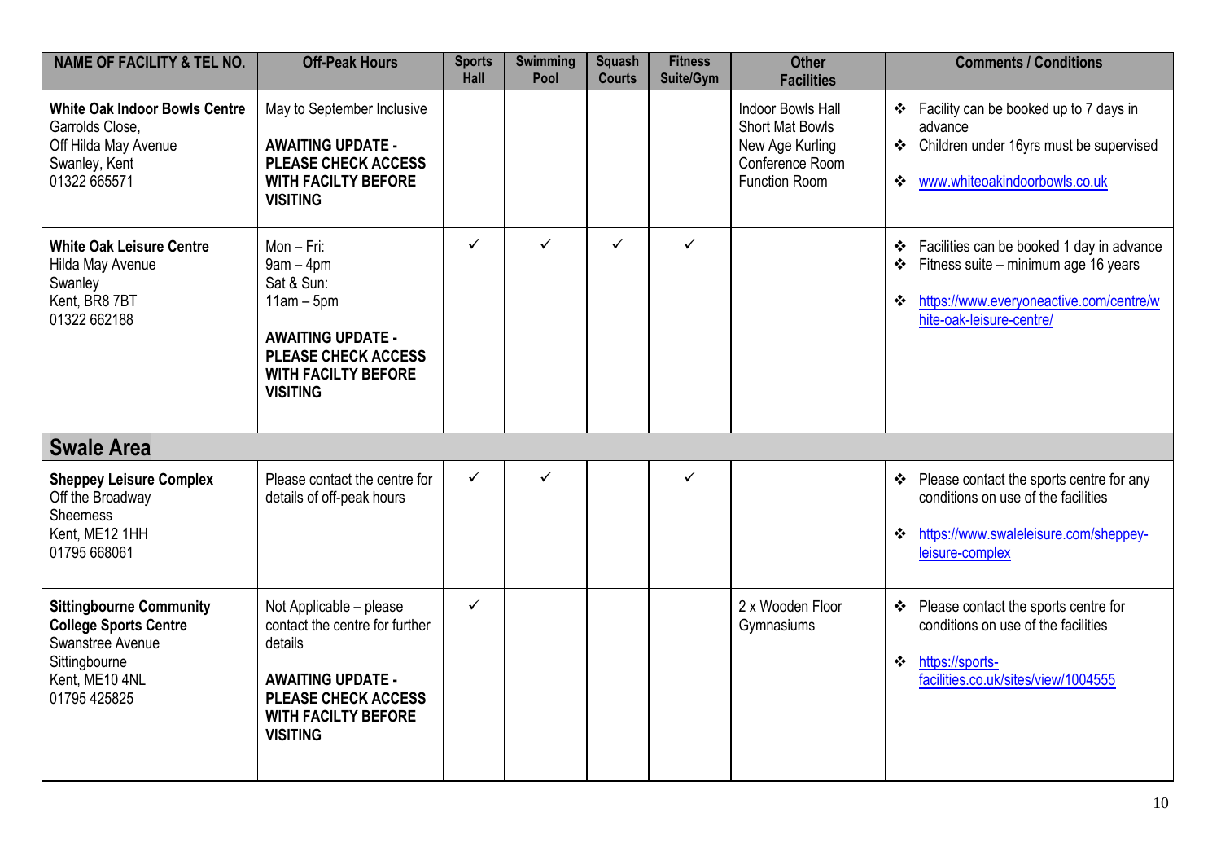| NAME OF FACILITY & TEL NO. | Off-Peak Hours | Sports Hall | Swimming Pool | Squash Courts | Fitness Suite/Gym | Other Facilities | Comments / Conditions |
|---|---|---|---|---|---|---|---|
| **White Oak Indoor Bowls Centre** Garrolds Close, Off Hilda May Avenue Swanley, Kent 01322 665571 | May to September Inclusive **AWAITING UPDATE - PLEASE CHECK ACCESS WITH FACILTY BEFORE VISITING** | | | | | Indoor Bowls Hall Short Mat Bowls New Age Kurling Conference Room Function Room | ❖ Facility can be booked up to 7 days in advance ❖ Children under 16yrs must be supervised ❖ www.whiteoakindoorbowls.co.uk |
| **White Oak Leisure Centre** Hilda May Avenue Swanley Kent, BR8 7BT 01322 662188 | Mon – Fri: 9am – 4pm Sat & Sun: 11am – 5pm **AWAITING UPDATE - PLEASE CHECK ACCESS WITH FACILTY BEFORE VISITING** | ✓ | ✓ | ✓ | ✓ | | ❖ Facilities can be booked 1 day in advance ❖ Fitness suite – minimum age 16 years ❖ https://www.everyoneactive.com/centre/white-oak-leisure-centre/ |
| **Swale Area** | | | | | | | |
| **Sheppey Leisure Complex** Off the Broadway Sheerness Kent, ME12 1HH 01795 668061 | Please contact the centre for details of off-peak hours | ✓ | ✓ | | ✓ | | ❖ Please contact the sports centre for any conditions on use of the facilities ❖ https://www.swaleleisure.com/sheppey-leisure-complex |
| **Sittingbourne Community College Sports Centre** Swanstree Avenue Sittingbourne Kent, ME10 4NL 01795 425825 | Not Applicable – please contact the centre for further details **AWAITING UPDATE - PLEASE CHECK ACCESS WITH FACILTY BEFORE VISITING** | ✓ | | | | 2 x Wooden Floor Gymnasiums | ❖ Please contact the sports centre for conditions on use of the facilities ❖ https://sports-facilities.co.uk/sites/view/1004555 |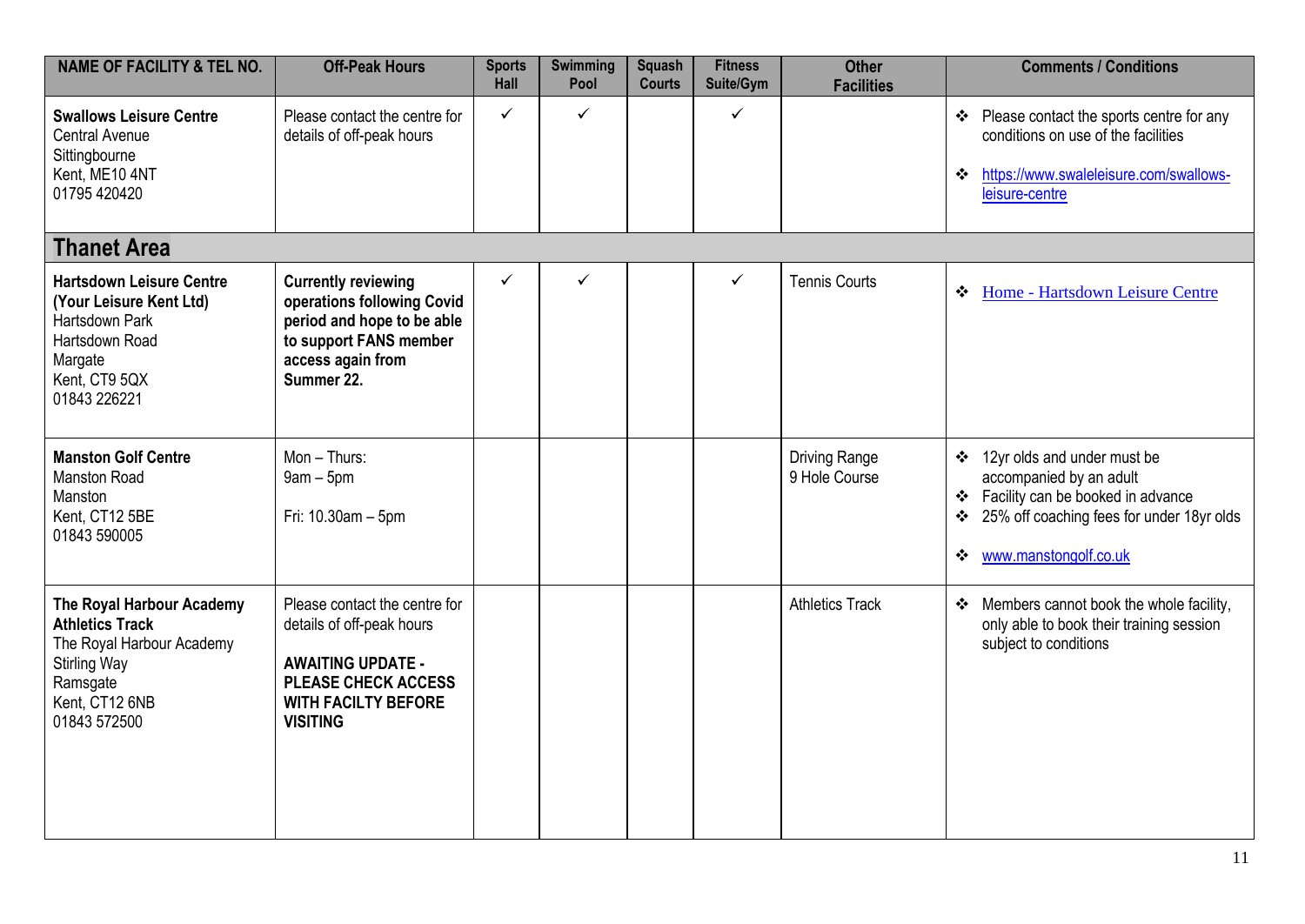| NAME OF FACILITY & TEL NO. | Off-Peak Hours | Sports Hall | Swimming Pool | Squash Courts | Fitness Suite/Gym | Other Facilities | Comments / Conditions |
|---|---|---|---|---|---|---|---|
| **Swallows Leisure Centre** Central Avenue Sittingbourne Kent, ME10 4NT 01795 420420 | Please contact the centre for details of off-peak hours | ✓ | ✓ | | ✓ | | ❖ Please contact the sports centre for any conditions on use of the facilities ❖ https://www.swaleleisure.com/swallows-leisure-centre |
| **Thanet Area** | | | | | | | |
| **Hartsdown Leisure Centre (Your Leisure Kent Ltd)** Hartsdown Park Hartsdown Road Margate Kent, CT9 5QX 01843 226221 | **Currently reviewing operations following Covid period and hope to be able to support FANS member access again from Summer 22.** | ✓ | ✓ | | ✓ | Tennis Courts | ❖ Home - Hartsdown Leisure Centre |
| **Manston Golf Centre** Manston Road Manston Kent, CT12 5BE 01843 590005 | Mon – Thurs: 9am – 5pm Fri: 10.30am – 5pm | | | | | Driving Range 9 Hole Course | ❖ 12yr olds and under must be accompanied by an adult ❖ Facility can be booked in advance ❖ 25% off coaching fees for under 18yr olds ❖ www.manstongolf.co.uk |
| **The Royal Harbour Academy Athletics Track** The Royal Harbour Academy Stirling Way Ramsgate Kent, CT12 6NB 01843 572500 | Please contact the centre for details of off-peak hours **AWAITING UPDATE - PLEASE CHECK ACCESS WITH FACILTY BEFORE VISITING** | | | | | Athletics Track | ❖ Members cannot book the whole facility, only able to book their training session subject to conditions |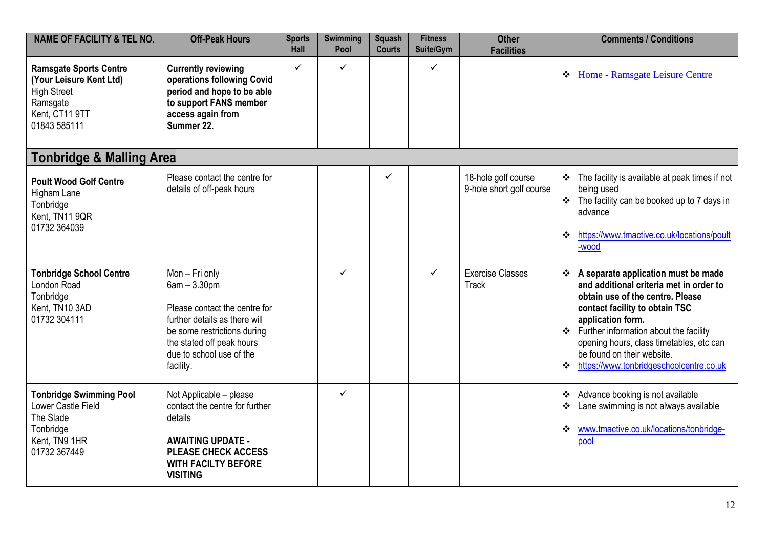| NAME OF FACILITY & TEL NO. | Off-Peak Hours | Sports Hall | Swimming Pool | Squash Courts | Fitness Suite/Gym | Other Facilities | Comments / Conditions |
|---|---|---|---|---|---|---|---|
| **Ramsgate Sports Centre (Your Leisure Kent Ltd)**<br>High Street<br>Ramsgate<br>Kent, CT11 9TT<br>01843 585111 | **Currently reviewing operations following Covid period and hope to be able to support FANS member access again from Summer 22.** | ✓ | ✓ | | ✓ | | ❖ Home - Ramsgate Leisure Centre |
| **Tonbridge & Malling Area** | | | | | | | |
| **Poult Wood Golf Centre**<br>Higham Lane<br>Tonbridge<br>Kent, TN11 9QR<br>01732 364039 | Please contact the centre for details of off-peak hours | | | ✓ | | 18-hole golf course<br>9-hole short golf course | ❖ The facility is available at peak times if not being used<br>❖ The facility can be booked up to 7 days in advance<br>❖ https://www.tmactive.co.uk/locations/poult-wood |
| **Tonbridge School Centre**<br>London Road<br>Tonbridge<br>Kent, TN10 3AD<br>01732 304111 | Mon – Fri only<br>6am – 3.30pm<br><br>Please contact the centre for further details as there will be some restrictions during the stated off peak hours due to school use of the facility. | | ✓ | | ✓ | Exercise Classes<br>Track | ❖ **A separate application must be made and additional criteria met in order to obtain use of the facility. Please contact facility to obtain TSC application form.**<br>❖ Further information about the facility opening hours, class timetables, etc can be found on their website.<br>❖ https://www.tonbridgeschoolcentre.co.uk |
| **Tonbridge Swimming Pool**<br>Lower Castle Field<br>The Slade<br>Tonbridge<br>Kent, TN9 1HR<br>01732 367449 | Not Applicable – please contact the centre for further details<br><br>**AWAITING UPDATE - PLEASE CHECK ACCESS WITH FACILTY BEFORE VISITING** | | ✓ | | | | ❖ Advance booking is not available<br>❖ Lane swimming is not always available<br>❖ www.tmactive.co.uk/locations/tonbridge-pool |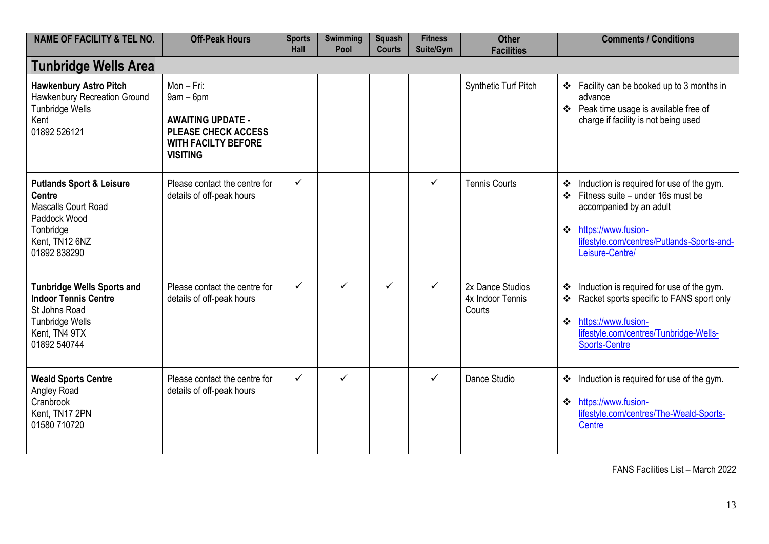| NAME OF FACILITY & TEL NO. | Off-Peak Hours | Sports Hall | Swimming Pool | Squash Courts | Fitness Suite/Gym | Other Facilities | Comments / Conditions |
|---|---|---|---|---|---|---|---|
| **Tunbridge Wells Area** | | | | | | | |
| **Hawkenbury Astro Pitch**<br>Hawkenbury Recreation Ground<br>Tunbridge Wells<br>Kent<br>01892 526121 | Mon – Fri:<br>9am – 6pm<br><br>**AWAITING UPDATE - PLEASE CHECK ACCESS WITH FACILTY BEFORE VISITING** | | | | | Synthetic Turf Pitch | ❖ Facility can be booked up to 3 months in advance<br>❖ Peak time usage is available free of charge if facility is not being used |
| **Putlands Sport & Leisure Centre**<br>Mascalls Court Road<br>Paddock Wood<br>Tonbridge<br>Kent, TN12 6NZ<br>01892 838290 | Please contact the centre for details of off-peak hours | ✓ | | | ✓ | Tennis Courts | ❖ Induction is required for use of the gym.<br>❖ Fitness suite – under 16s must be accompanied by an adult<br>❖ https://www.fusion-lifestyle.com/centres/Putlands-Sports-and-Leisure-Centre/ |
| **Tunbridge Wells Sports and Indoor Tennis Centre**<br>St Johns Road<br>Tunbridge Wells<br>Kent, TN4 9TX<br>01892 540744 | Please contact the centre for details of off-peak hours | ✓ | ✓ | ✓ | ✓ | 2x Dance Studios<br>4x Indoor Tennis Courts | ❖ Induction is required for use of the gym.<br>❖ Racket sports specific to FANS sport only<br>❖ https://www.fusion-lifestyle.com/centres/Tunbridge-Wells-Sports-Centre |
| **Weald Sports Centre**<br>Angley Road<br>Cranbrook<br>Kent, TN17 2PN<br>01580 710720 | Please contact the centre for details of off-peak hours | ✓ | ✓ | | ✓ | Dance Studio | ❖ Induction is required for use of the gym.<br>❖ https://www.fusion-lifestyle.com/centres/The-Weald-Sports-Centre |

FANS Facilities List – March 2022